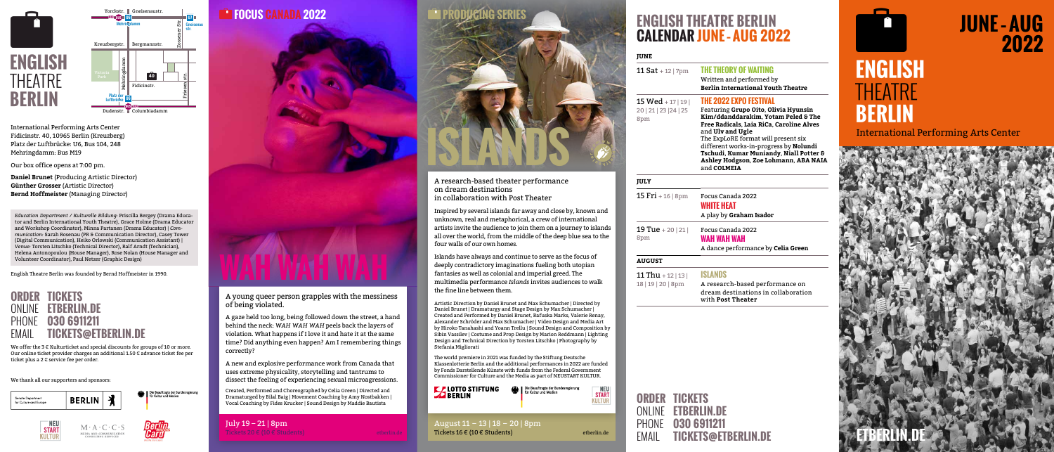# ENGLISH THEATRE BERLIN

International Performing Arts Center
Fidicinstr. 40, 10965 Berlin (Kreuzberg)
Platz der Luftbrücke: U6, Bus 104, 248
Mehringdamm: Bus M19

Our box office opens at 7:00 pm.

**Daniel Brunet** (Producing Artistic Director)
**Günther Grosser** (Artistic Director)
**Bernd Hoffmeister** (Managing Director)

*Education Department / Kulturelle Bildung:* Priscilla Bergey (Drama Educator and Berlin International Youth Theatre), Grace Holme (Drama Educator and Workshop Coordinator), Minna Partanen (Drama Educator) | *Communication:* Sarah Rosenau (PR & Communication Director), Casey Tower (Digital Communication), Heiko Orlowski (Communication Assistant) | *Venue:* Torsten Litschko (Technical Director), Ralf Arndt (Technician), Helena Antonopoulou (House Manager), Rose Nolan (House Manager and Volunteer Coordinator), Paul Netzer (Graphic Design)

English Theatre Berlin was founded by Bernd Hoffmeister in 1990.

## ORDER TICKETS

ONLINE **ETBERLIN.DE**
PHONE **030 6911211**
EMAIL **TICKETS@ETBERLIN.DE**

We offer the 3 € Kulturticket and special discounts for groups of 10 or more. Our online ticket provider charges an additional 1.50 € advance ticket fee per ticket plus a 2 € service fee per order.

We thank all our supporters and sponsors:

Senatsverwaltung für Kultur und Europa – BERLIN | Die Beauftragte der Bundesregierung für Kultur und Medien | NEU START KULTUR | M·A·C·C·S Media and Communication Consulting Services | Berlin WelcomeCard

## FOCUS CANADA 2022

# WAH WAH WAH

A young queer person grapples with the messiness of being violated.

A gaze held too long, being followed down the street, a hand behind the neck: *WAH WAH WAH* peels back the layers of violation. What happens if I love it and hate it at the same time? Did anything even happen? Am I remembering things correctly?

A new and explosive performance work from Canada that uses extreme physicality, storytelling and tantrums to dissect the feeling of experiencing sexual microaggressions.

Created, Performed and Choreographed by Celia Green | Directed and Dramaturged by Bilal Baig | Movement Coaching by Amy Nostbakken | Vocal Coaching by Fides Krucker | Sound Design by Maddie Bautista

July 19 – 21 | 8pm
Tickets 20 € (12 € Students)
etberlin.de

## PRODUCING SERIES

# ISLANDS

A research-based theater performance on dream destinations in collaboration with Post Theater

Inspired by several islands far away and close by, known and unknown, real and metaphorical, a crew of international artists invite the audience to join them on a journey to islands all over the world, from the middle of the deep blue sea to the four walls of our own homes.

Islands have always and continue to serve as the focus of deeply contradictory imaginations fueling both utopian fantasies as well as colonial and imperial greed. The multimedia performance *Islands* invites audiences to walk the fine line between them.

Artistic Direction by Daniel Brunet and Max Schumacher | Directed by Daniel Brunet | Dramaturgy and Stage Design by Max Schumacher | Created and Performed by Daniel Brunet, Rafuska Marks, Valerie Renay, Alexander Schröder and Max Schumacher | Video Design and Media Art by Hiroko Tanahashi and Yoann Trellu | Sound Design and Composition by Sibin Vassilev | Costume and Prop Design by Marion Reddmann | Lighting Design and Technical Direction by Torsten Litschko | Photography by Stefania Migliorati

The world premiere in 2021 was funded by the Stiftung Deutsche Klassenlotterie Berlin and the additional performances in 2022 are funded by Fonds Darstellende Künste with funds from the Federal Government Commissioner for Culture and the Media as part of NEUSTART KULTUR.

LOTTO STIFTUNG BERLIN | Die Beauftragte der Bundesregierung für Kultur und Medien | NEU START KULTUR

August 11 – 13 | 18 – 20 | 8pm
Tickets 16 € (10 € Students)
etberlin.de

## ENGLISH THEATRE BERLIN CALENDAR JUNE - AUG 2022

**JUNE**

| | |
|---|---|
| **11 Sat** + 12 \| 7pm | **THE THEORY OF WAITING**<br>Written and performed by<br>**Berlin International Youth Theatre** |
| **15 Wed** + 17 \| 19 \| 20 \| 21 \| 23 \|24 \| 25 8pm | **THE 2022 EXPO FESTIVAL**<br>Featuring **Grupo Oito, Olivia Hyunsin Kim/ddanddarakim, Yotam Peled & The Free Radicals, Laia RiCa, Caroline Alves** and **Ulv and Ugle**<br>The ExpLoRE format will present six different works-in-progress by **Nolundi Tschudi, Kumar Muniandy, Niall Potter & Ashley Hodgson, Zoe Lohmann, ABA NAIA** and **COLMEIA** |

**JULY**

| | |
|---|---|
| **15 Fri** + 16 \| 8pm | Focus Canada 2022<br>**WHITE HEAT**<br>A play by **Graham Isador** |
| **19 Tue** + 20 \| 21 \| 8pm | Focus Canada 2022<br>**WAH WAH WAH**<br>A dance performance by **Celia Green** |

**AUGUST**

| | |
|---|---|
| **11 Thu** + 12 \| 13 \| 18 \| 19 \| 20 \| 8pm | **ISLANDS**<br>A research-based performance on dream destinations in collaboration with **Post Theater** |

## ORDER TICKETS

ONLINE **ETBERLIN.DE**
PHONE **030 6911211**
EMAIL **TICKETS@ETBERLIN.DE**

# JUNE - AUG 2022

# ENGLISH THEATRE BERLIN

International Performing Arts Center

**ETBERLIN.DE**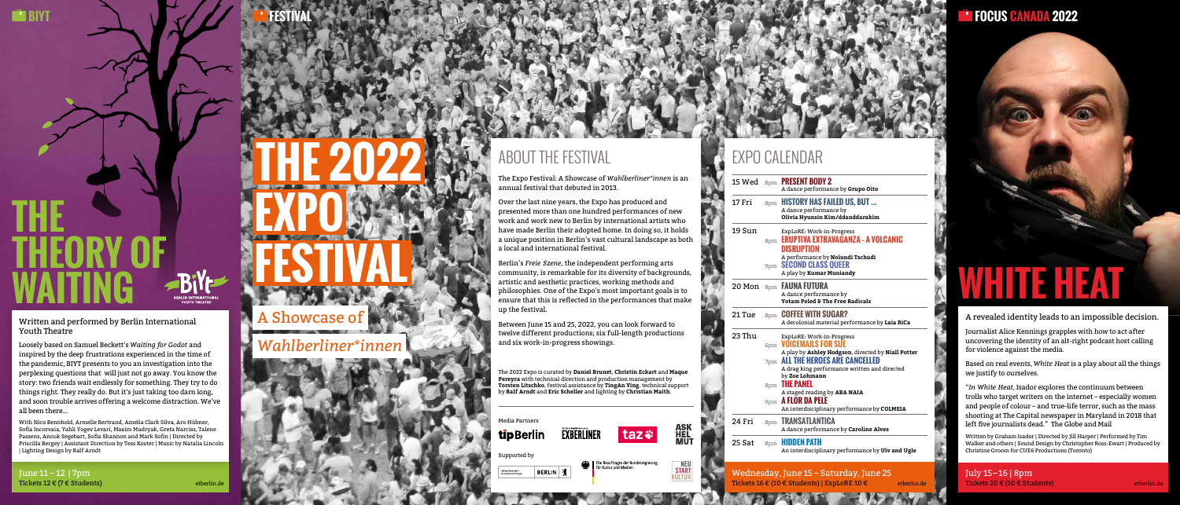BIYT

# THE THEORY OF WAITING

Written and performed by Berlin International Youth Theatre

Loosely based on Samuel Beckett's *Waiting for Godot* and inspired by the deep frustrations experienced in the time of the pandemic, BIYT presents to you an investigation into the perplexing questions that will just not go away. You know the story: two friends wait endlessly for something. They try to do things right. They really do. But it's just taking too darn long, and soon trouble arrives offering a welcome distraction. We've all been there...

With Nico Bennhold, Armelle Bertrand, Amelia Clark Silva, Aro Hübner, Sofia Incorvaia, Yahli Yogev Levari, Maxim Mudryak, Greta Narciss, Talene Passens, Anouk Segebart, Sofia Shannon and Mark Sofin | Directed by Priscilla Bergey | Assistant Direction by Tess Koster | Music by Natalia Lincoln | Lighting Design by Ralf Arndt

June 11 – 12 | 7pm
Tickets 12 € (7 € Students) etberlin.de

FESTIVAL

# THE 2022 EXPO FESTIVAL

A Showcase of *Wahlberliner\*innen*

## ABOUT THE FESTIVAL

The Expo Festival: A Showcase of *Wahlberliner\*innen* is an annual festival that debuted in 2013.

Over the last nine years, the Expo has produced and presented more than one hundred performances of new work and work new to Berlin by international artists who have made Berlin their adopted home. In doing so, it holds a unique position in Berlin's vast cultural landscape as both a local and international festival.

Berlin's *Freie Szene*, the independent performing arts community, is remarkable for its diversity of backgrounds, artistic and aesthetic practices, working methods and philosophies. One of the Expo's most important goals is to ensure that this is reflected in the performances that make up the festival.

Between June 15 and 25, 2022, you can look forward to twelve different productions; six full-length productions and six work-in-progress showings.

The 2022 Expo is curated by **Daniel Brunet**, **Christin Eckart** and **Maque Pereyra** with technical direction and production management by **Torsten Litschko**, festival assistance by **TingAn Ying**, technical support by **Ralf Arndt** and **Eric Scheller** and lighting by **Christian Maith**.

Media Partners

tipBerlin EXBERLINER taz ASK HEL MUT

Supported by

BERLIN | Die Beauftragte der Bundesregierung für Kultur und Medien | NEUSTART KULTUR

## EXPO CALENDAR

| | | |
|---|---|---|
| 15 Wed | 8pm | **PRESENT BODY 2** A dance performance by **Grupo Oito** |
| 17 Fri | 8pm | **HISTORY HAS FAILED US, BUT ...** A dance performance by **Olivia Hyunsin Kim/ddanddarakim** |
| 19 Sun | | ExpLoRE: Work-in-Progress |
| | 8pm | **ERUPTIVA EXTRAVAGANZA - A VOLCANIC DISRUPTION** A performance by **Nolundi Tschudi** |
| | 9pm | **SECOND CLASS QUEER** A play by **Kumar Muniandy** |
| 20 Mon | 8pm | **FAUNA FUTURA** A dance performance by **Yotam Peled & The Free Radicals** |
| 21 Tue | 8pm | **COFFEE WITH SUGAR?** A decolonial material performance by **Laia RiCa** |
| 23 Thu | | ExpLoRE: Work-in-Progress |
| | 6pm | **VOICEMAILS FOR SUE** A play by **Ashley Hodgson**, directed by **Niall Potter** |
| | 7pm | **ALL THE HEROES ARE CANCELLED** A drag king performance written and directed by **Zoe Lohmann** |
| | 8pm | **THE PANEL** A staged reading by **ABA NAIA** |
| | 9pm | **A FLOR DA PELE** An interdisciplinary performance by **COLMEIA** |
| 24 Fri | 8pm | **TRANSATLANTICA** A dance performance by **Caroline Alves** |
| 25 Sat | 8pm | **HIDDEN PATH** An interdisciplinary performance by **Ulv and Ugle** |

Wednesday, June 15 – Saturday, June 25
Tickets 16 € (10 € Students) | ExpLoRE 10 € etberlin.de

FOCUS CANADA 2022

# WHITE HEAT

A revealed identity leads to an impossible decision.

Journalist Alice Kennings grapples with how to act after uncovering the identity of an alt-right podcast host calling for violence against the media.

Based on real events, *White Heat* is a play about all the things we justify to ourselves.

"*In White Heat*, Isador explores the continuum between trolls who target writers on the internet – especially women and people of colour – and true-life terror, such as the mass shooting at The Capital newspaper in Maryland in 2018 that left five journalists dead." The Globe and Mail

Written by Graham Isador | Directed by Jill Harper | Performed by Tim Walker and others | Sound Design by Christopher Ross-Ewart | Produced by Christine Groom for CUE6 Productions (Toronto)

July 15 – 16 | 8pm
Tickets 20 € (10 € Students) etberlin.de